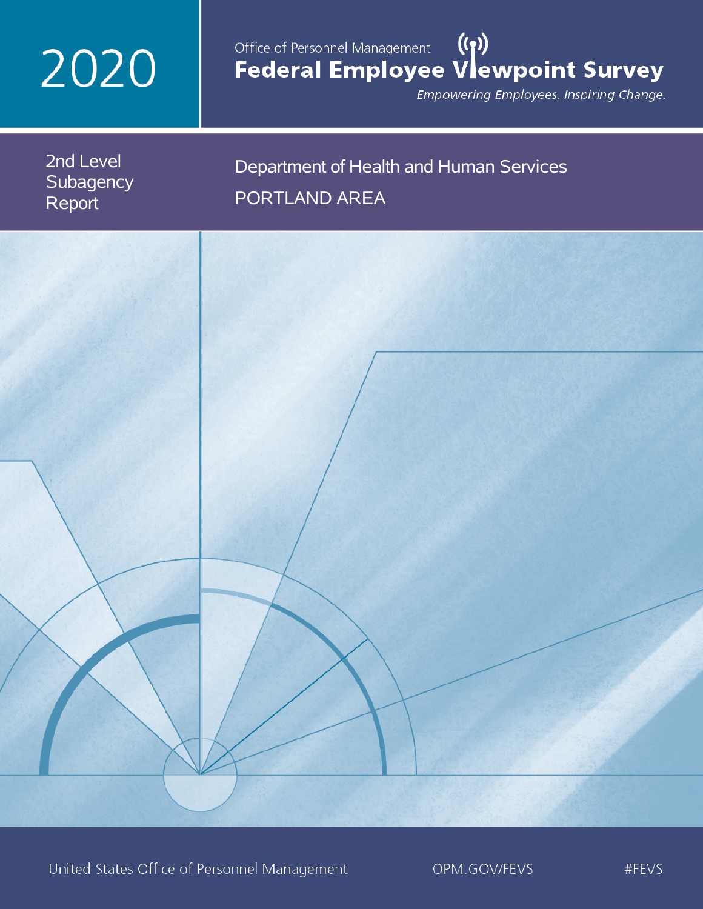# 2020

Office of Personnel Management

# Federal Employee Viewpoint Survey

*Empowering Employees. Inspiring Change.*

2nd Level Subagency Report

## Department of Health and Human Services

## PORTLAND AREA

United States Office of Personnel Management

OPM.GOV/FEVS

#FEVS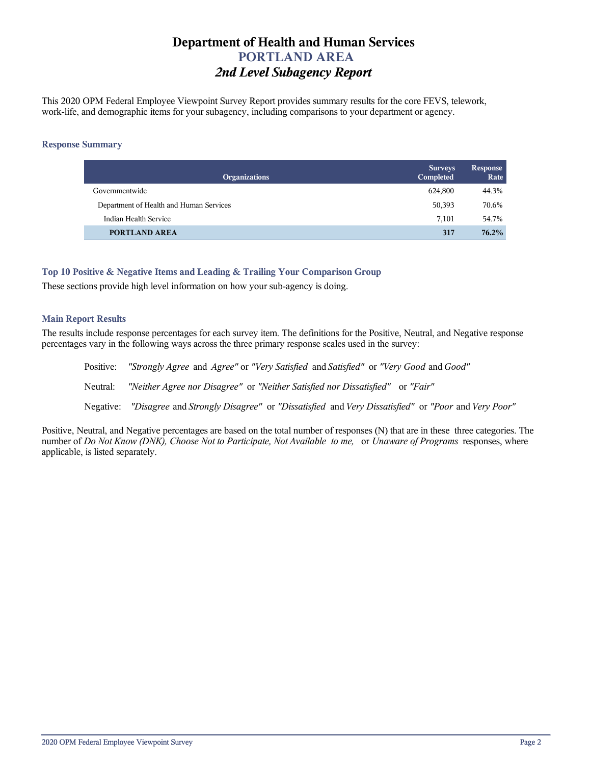# Department of Health and Human Services

## PORTLAND AREA

### *2nd Level Subagency Report*

This 2020 OPM Federal Employee Viewpoint Survey Report provides summary results for the core FEVS, telework, work-life, and demographic items for your subagency, including comparisons to your department or agency.

#### Response Summary

| Organizations | Surveys Completed | Response Rate |
|---|---|---|
| Governmentwide | 624,800 | 44.3% |
| Department of Health and Human Services | 50,393 | 70.6% |
| Indian Health Service | 7,101 | 54.7% |
| **PORTLAND AREA** | **317** | **76.2%** |

#### Top 10 Positive & Negative Items and Leading & Trailing Your Comparison Group

These sections provide high level information on how your sub-agency is doing.

#### Main Report Results

The results include response percentages for each survey item. The definitions for the Positive, Neutral, and Negative response percentages vary in the following ways across the three primary response scales used in the survey:

Positive: *"Strongly Agree* and *Agree"* or *"Very Satisfied* and *Satisfied"* or *"Very Good* and *Good"*

Neutral: *"Neither Agree nor Disagree"* or *"Neither Satisfied nor Dissatisfied"* or *"Fair"*

Negative: *"Disagree* and *Strongly Disagree"* or *"Dissatisfied* and *Very Dissatisfied"* or *"Poor* and *Very Poor"*

Positive, Neutral, and Negative percentages are based on the total number of responses (N) that are in these three categories. The number of *Do Not Know (DNK), Choose Not to Participate, Not Available to me,* or *Unaware of Programs* responses, where applicable, is listed separately.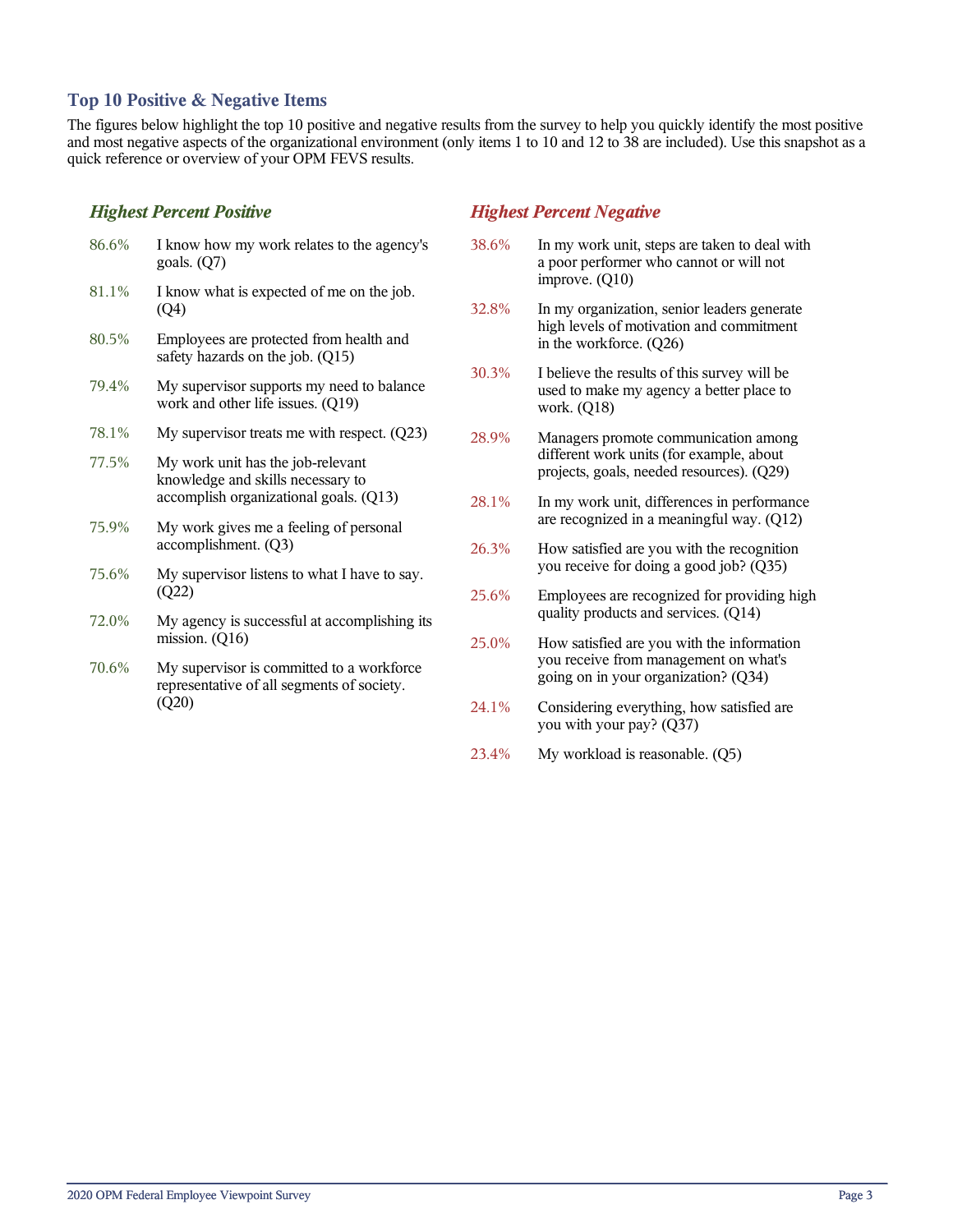## Top 10 Positive & Negative Items

The figures below highlight the top 10 positive and negative results from the survey to help you quickly identify the most positive and most negative aspects of the organizational environment (only items 1 to 10 and 12 to 38 are included). Use this snapshot as a quick reference or overview of your OPM FEVS results.

### *Highest Percent Positive*

| | |
|---|---|
| 86.6% | I know how my work relates to the agency's goals. (Q7) |
| 81.1% | I know what is expected of me on the job. (Q4) |
| 80.5% | Employees are protected from health and safety hazards on the job. (Q15) |
| 79.4% | My supervisor supports my need to balance work and other life issues. (Q19) |
| 78.1% | My supervisor treats me with respect. (Q23) |
| 77.5% | My work unit has the job-relevant knowledge and skills necessary to accomplish organizational goals. (Q13) |
| 75.9% | My work gives me a feeling of personal accomplishment. (Q3) |
| 75.6% | My supervisor listens to what I have to say. (Q22) |
| 72.0% | My agency is successful at accomplishing its mission. (Q16) |
| 70.6% | My supervisor is committed to a workforce representative of all segments of society. (Q20) |

### *Highest Percent Negative*

| | |
|---|---|
| 38.6% | In my work unit, steps are taken to deal with a poor performer who cannot or will not improve. (Q10) |
| 32.8% | In my organization, senior leaders generate high levels of motivation and commitment in the workforce. (Q26) |
| 30.3% | I believe the results of this survey will be used to make my agency a better place to work. (Q18) |
| 28.9% | Managers promote communication among different work units (for example, about projects, goals, needed resources). (Q29) |
| 28.1% | In my work unit, differences in performance are recognized in a meaningful way. (Q12) |
| 26.3% | How satisfied are you with the recognition you receive for doing a good job? (Q35) |
| 25.6% | Employees are recognized for providing high quality products and services. (Q14) |
| 25.0% | How satisfied are you with the information you receive from management on what's going on in your organization? (Q34) |
| 24.1% | Considering everything, how satisfied are you with your pay? (Q37) |
| 23.4% | My workload is reasonable. (Q5) |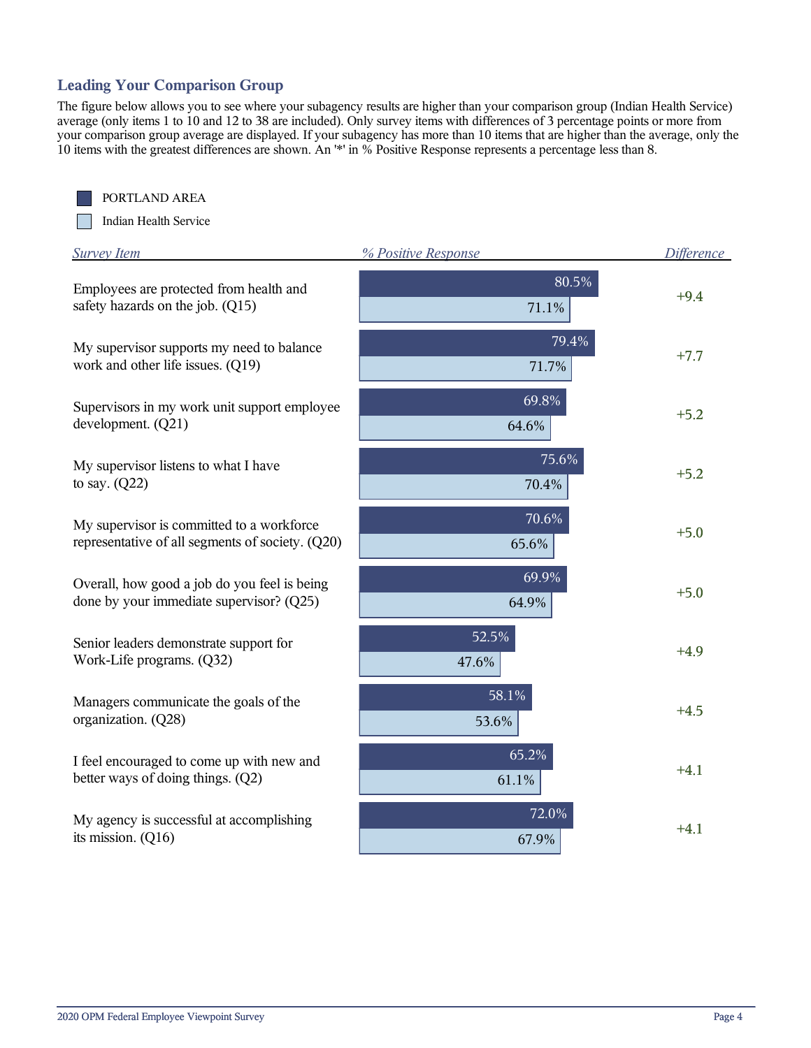## Leading Your Comparison Group

The figure below allows you to see where your subagency results are higher than your comparison group (Indian Health Service) average (only items 1 to 10 and 12 to 38 are included). Only survey items with differences of 3 percentage points or more from your comparison group average are displayed. If your subagency has more than 10 items that are higher than the average, only the 10 items with the greatest differences are shown. An '*' in % Positive Response represents a percentage less than 8.

PORTLAND AREA
Indian Health Service

*Survey Item* — *% Positive Response* — *Difference*

Employees are protected from health and safety hazards on the job. (Q15)
80.5%
71.1%
+9.4

My supervisor supports my need to balance work and other life issues. (Q19)
79.4%
71.7%
+7.7

Supervisors in my work unit support employee development. (Q21)
69.8%
64.6%
+5.2

My supervisor listens to what I have to say. (Q22)
75.6%
70.4%
+5.2

My supervisor is committed to a workforce representative of all segments of society. (Q20)
70.6%
65.6%
+5.0

Overall, how good a job do you feel is being done by your immediate supervisor? (Q25)
69.9%
64.9%
+5.0

Senior leaders demonstrate support for Work-Life programs. (Q32)
52.5%
47.6%
+4.9

Managers communicate the goals of the organization. (Q28)
58.1%
53.6%
+4.5

I feel encouraged to come up with new and better ways of doing things. (Q2)
65.2%
61.1%
+4.1

My agency is successful at accomplishing its mission. (Q16)
72.0%
67.9%
+4.1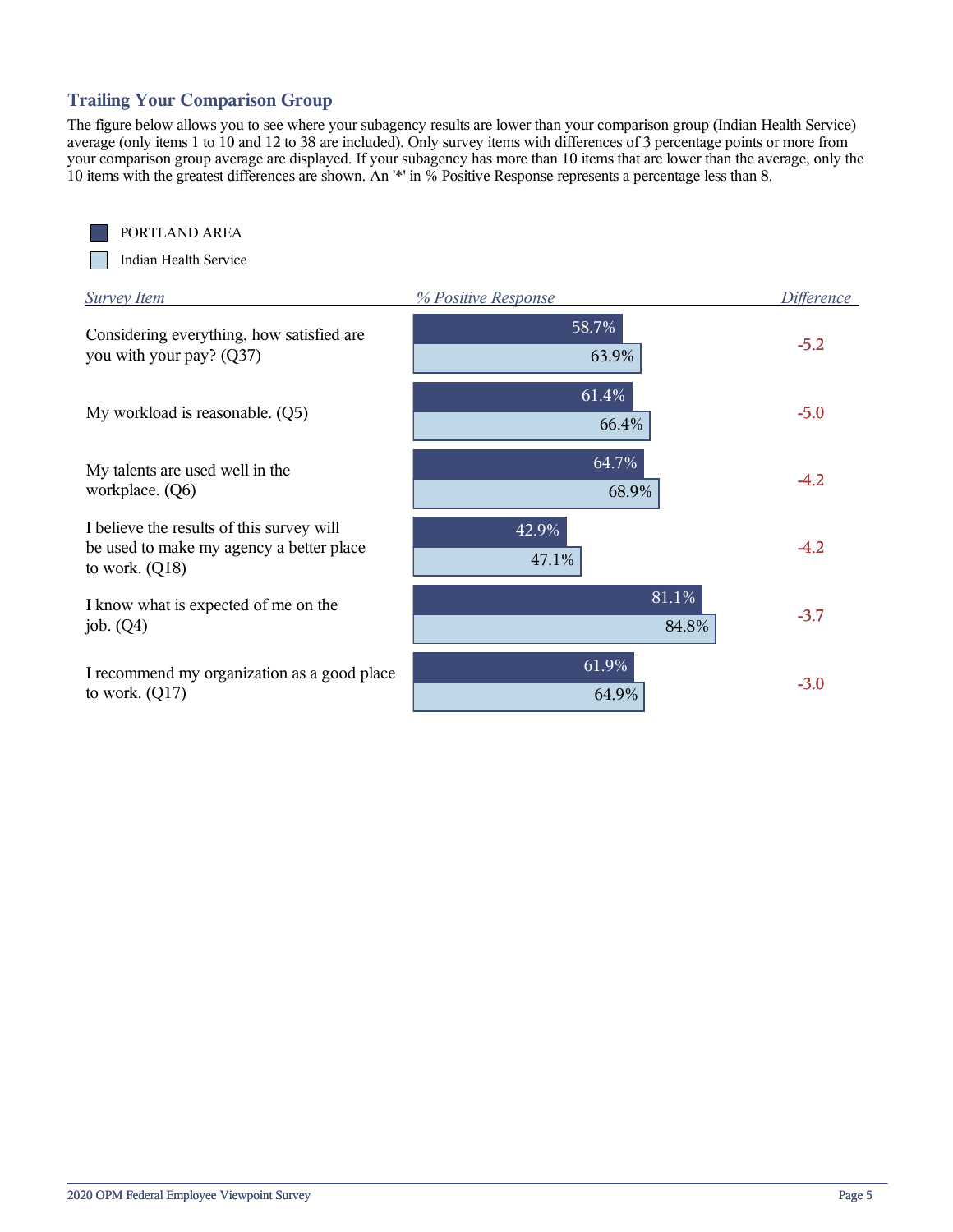## Trailing Your Comparison Group

The figure below allows you to see where your subagency results are lower than your comparison group (Indian Health Service) average (only items 1 to 10 and 12 to 38 are included). Only survey items with differences of 3 percentage points or more from your comparison group average are displayed. If your subagency has more than 10 items that are lower than the average, only the 10 items with the greatest differences are shown. An '*' in % Positive Response represents a percentage less than 8.

PORTLAND AREA

Indian Health Service

*Survey Item* *% Positive Response* *Difference*

Considering everything, how satisfied are you with your pay? (Q37)
58.7%
63.9%
-5.2

My workload is reasonable. (Q5)
61.4%
66.4%
-5.0

My talents are used well in the workplace. (Q6)
64.7%
68.9%
-4.2

I believe the results of this survey will be used to make my agency a better place to work. (Q18)
42.9%
47.1%
-4.2

I know what is expected of me on the job. (Q4)
81.1%
84.8%
-3.7

I recommend my organization as a good place to work. (Q17)
61.9%
64.9%
-3.0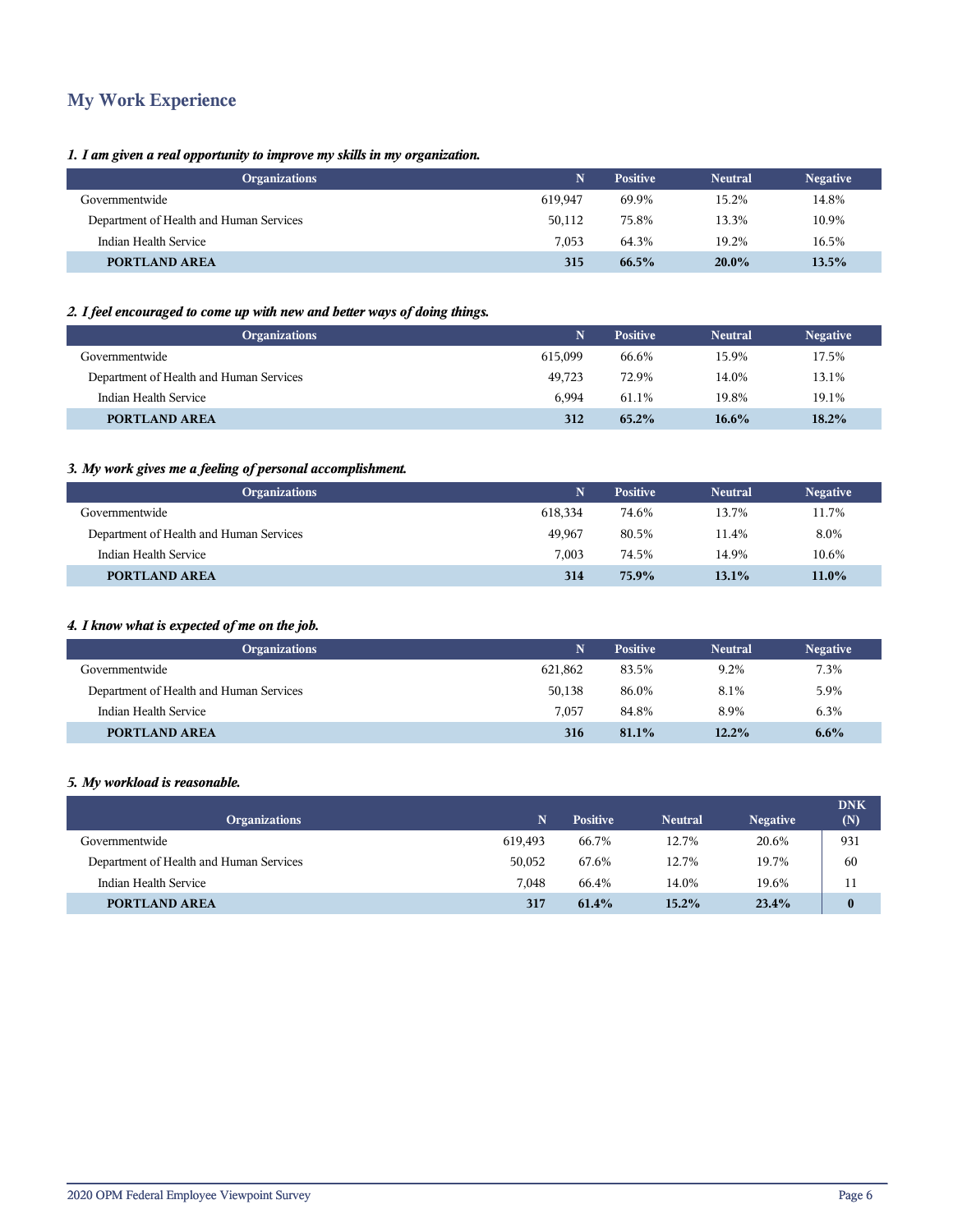## My Work Experience

*1. I am given a real opportunity to improve my skills in my organization.*

| Organizations | N | Positive | Neutral | Negative |
|---|---|---|---|---|
| Governmentwide | 619,947 | 69.9% | 15.2% | 14.8% |
| Department of Health and Human Services | 50,112 | 75.8% | 13.3% | 10.9% |
| Indian Health Service | 7,053 | 64.3% | 19.2% | 16.5% |
| **PORTLAND AREA** | **315** | **66.5%** | **20.0%** | **13.5%** |

*2. I feel encouraged to come up with new and better ways of doing things.*

| Organizations | N | Positive | Neutral | Negative |
|---|---|---|---|---|
| Governmentwide | 615,099 | 66.6% | 15.9% | 17.5% |
| Department of Health and Human Services | 49,723 | 72.9% | 14.0% | 13.1% |
| Indian Health Service | 6,994 | 61.1% | 19.8% | 19.1% |
| **PORTLAND AREA** | **312** | **65.2%** | **16.6%** | **18.2%** |

*3. My work gives me a feeling of personal accomplishment.*

| Organizations | N | Positive | Neutral | Negative |
|---|---|---|---|---|
| Governmentwide | 618,334 | 74.6% | 13.7% | 11.7% |
| Department of Health and Human Services | 49,967 | 80.5% | 11.4% | 8.0% |
| Indian Health Service | 7,003 | 74.5% | 14.9% | 10.6% |
| **PORTLAND AREA** | **314** | **75.9%** | **13.1%** | **11.0%** |

*4. I know what is expected of me on the job.*

| Organizations | N | Positive | Neutral | Negative |
|---|---|---|---|---|
| Governmentwide | 621,862 | 83.5% | 9.2% | 7.3% |
| Department of Health and Human Services | 50,138 | 86.0% | 8.1% | 5.9% |
| Indian Health Service | 7,057 | 84.8% | 8.9% | 6.3% |
| **PORTLAND AREA** | **316** | **81.1%** | **12.2%** | **6.6%** |

*5. My workload is reasonable.*

| Organizations | N | Positive | Neutral | Negative | DNK (N) |
|---|---|---|---|---|---|
| Governmentwide | 619,493 | 66.7% | 12.7% | 20.6% | 931 |
| Department of Health and Human Services | 50,052 | 67.6% | 12.7% | 19.7% | 60 |
| Indian Health Service | 7,048 | 66.4% | 14.0% | 19.6% | 11 |
| **PORTLAND AREA** | **317** | **61.4%** | **15.2%** | **23.4%** | **0** |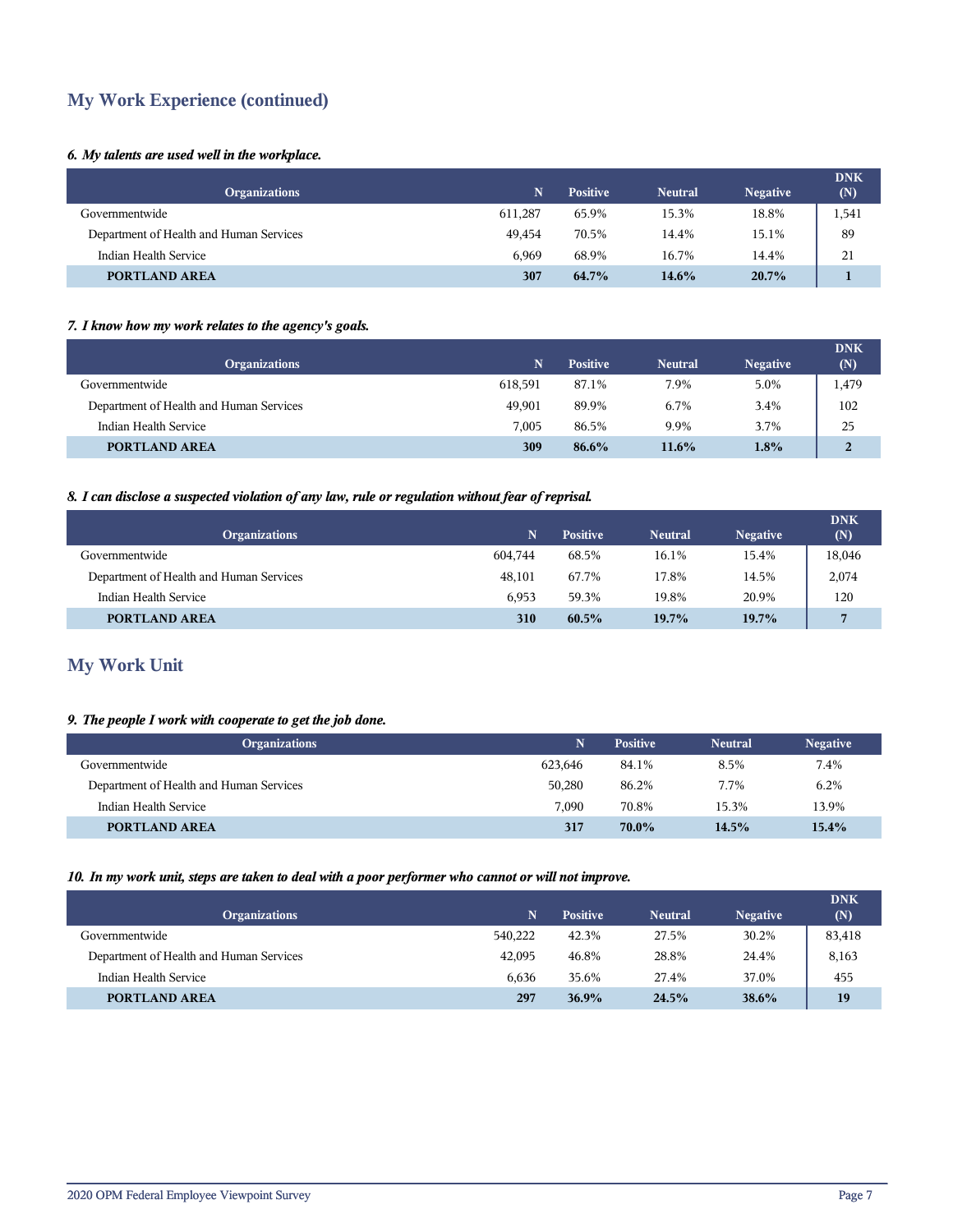## My Work Experience (continued)

### *6. My talents are used well in the workplace.*

| Organizations | N | Positive | Neutral | Negative | DNK (N) |
|---|---|---|---|---|---|
| Governmentwide | 611,287 | 65.9% | 15.3% | 18.8% | 1,541 |
| Department of Health and Human Services | 49,454 | 70.5% | 14.4% | 15.1% | 89 |
| Indian Health Service | 6,969 | 68.9% | 16.7% | 14.4% | 21 |
| **PORTLAND AREA** | **307** | **64.7%** | **14.6%** | **20.7%** | **1** |

### *7. I know how my work relates to the agency's goals.*

| Organizations | N | Positive | Neutral | Negative | DNK (N) |
|---|---|---|---|---|---|
| Governmentwide | 618,591 | 87.1% | 7.9% | 5.0% | 1,479 |
| Department of Health and Human Services | 49,901 | 89.9% | 6.7% | 3.4% | 102 |
| Indian Health Service | 7,005 | 86.5% | 9.9% | 3.7% | 25 |
| **PORTLAND AREA** | **309** | **86.6%** | **11.6%** | **1.8%** | **2** |

### *8. I can disclose a suspected violation of any law, rule or regulation without fear of reprisal.*

| Organizations | N | Positive | Neutral | Negative | DNK (N) |
|---|---|---|---|---|---|
| Governmentwide | 604,744 | 68.5% | 16.1% | 15.4% | 18,046 |
| Department of Health and Human Services | 48,101 | 67.7% | 17.8% | 14.5% | 2,074 |
| Indian Health Service | 6,953 | 59.3% | 19.8% | 20.9% | 120 |
| **PORTLAND AREA** | **310** | **60.5%** | **19.7%** | **19.7%** | **7** |

## My Work Unit

### *9. The people I work with cooperate to get the job done.*

| Organizations | N | Positive | Neutral | Negative |
|---|---|---|---|---|
| Governmentwide | 623,646 | 84.1% | 8.5% | 7.4% |
| Department of Health and Human Services | 50,280 | 86.2% | 7.7% | 6.2% |
| Indian Health Service | 7,090 | 70.8% | 15.3% | 13.9% |
| **PORTLAND AREA** | **317** | **70.0%** | **14.5%** | **15.4%** |

### *10. In my work unit, steps are taken to deal with a poor performer who cannot or will not improve.*

| Organizations | N | Positive | Neutral | Negative | DNK (N) |
|---|---|---|---|---|---|
| Governmentwide | 540,222 | 42.3% | 27.5% | 30.2% | 83,418 |
| Department of Health and Human Services | 42,095 | 46.8% | 28.8% | 24.4% | 8,163 |
| Indian Health Service | 6,636 | 35.6% | 27.4% | 37.0% | 455 |
| **PORTLAND AREA** | **297** | **36.9%** | **24.5%** | **38.6%** | **19** |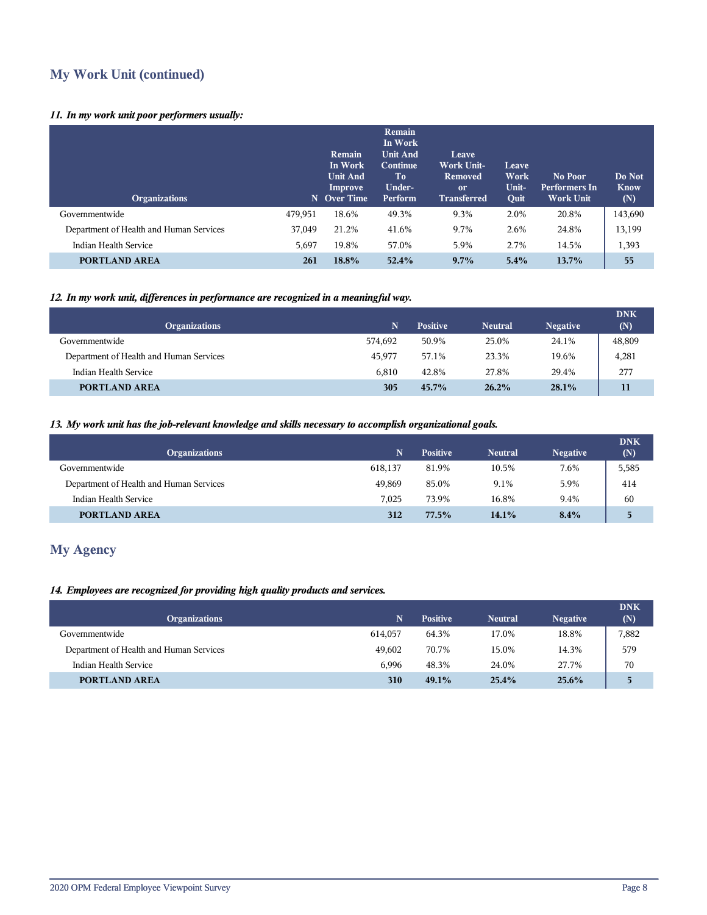## My Work Unit (continued)

***11. In my work unit poor performers usually:***

| Organizations | N | Remain In Work Unit And Improve Over Time | Remain In Work Unit And Continue To Under-Perform | Leave Work Unit- Removed or Transferred | Leave Work Unit- Quit | No Poor Performers In Work Unit | Do Not Know (N) |
|---|---|---|---|---|---|---|---|
| Governmentwide | 479,951 | 18.6% | 49.3% | 9.3% | 2.0% | 20.8% | 143,690 |
| Department of Health and Human Services | 37,049 | 21.2% | 41.6% | 9.7% | 2.6% | 24.8% | 13,199 |
| Indian Health Service | 5,697 | 19.8% | 57.0% | 5.9% | 2.7% | 14.5% | 1,393 |
| **PORTLAND AREA** | **261** | **18.8%** | **52.4%** | **9.7%** | **5.4%** | **13.7%** | **55** |

***12. In my work unit, differences in performance are recognized in a meaningful way.***

| Organizations | N | Positive | Neutral | Negative | DNK (N) |
|---|---|---|---|---|---|
| Governmentwide | 574,692 | 50.9% | 25.0% | 24.1% | 48,809 |
| Department of Health and Human Services | 45,977 | 57.1% | 23.3% | 19.6% | 4,281 |
| Indian Health Service | 6,810 | 42.8% | 27.8% | 29.4% | 277 |
| **PORTLAND AREA** | **305** | **45.7%** | **26.2%** | **28.1%** | **11** |

***13. My work unit has the job-relevant knowledge and skills necessary to accomplish organizational goals.***

| Organizations | N | Positive | Neutral | Negative | DNK (N) |
|---|---|---|---|---|---|
| Governmentwide | 618,137 | 81.9% | 10.5% | 7.6% | 5,585 |
| Department of Health and Human Services | 49,869 | 85.0% | 9.1% | 5.9% | 414 |
| Indian Health Service | 7,025 | 73.9% | 16.8% | 9.4% | 60 |
| **PORTLAND AREA** | **312** | **77.5%** | **14.1%** | **8.4%** | **5** |

## My Agency

***14. Employees are recognized for providing high quality products and services.***

| Organizations | N | Positive | Neutral | Negative | DNK (N) |
|---|---|---|---|---|---|
| Governmentwide | 614,057 | 64.3% | 17.0% | 18.8% | 7,882 |
| Department of Health and Human Services | 49,602 | 70.7% | 15.0% | 14.3% | 579 |
| Indian Health Service | 6,996 | 48.3% | 24.0% | 27.7% | 70 |
| **PORTLAND AREA** | **310** | **49.1%** | **25.4%** | **25.6%** | **5** |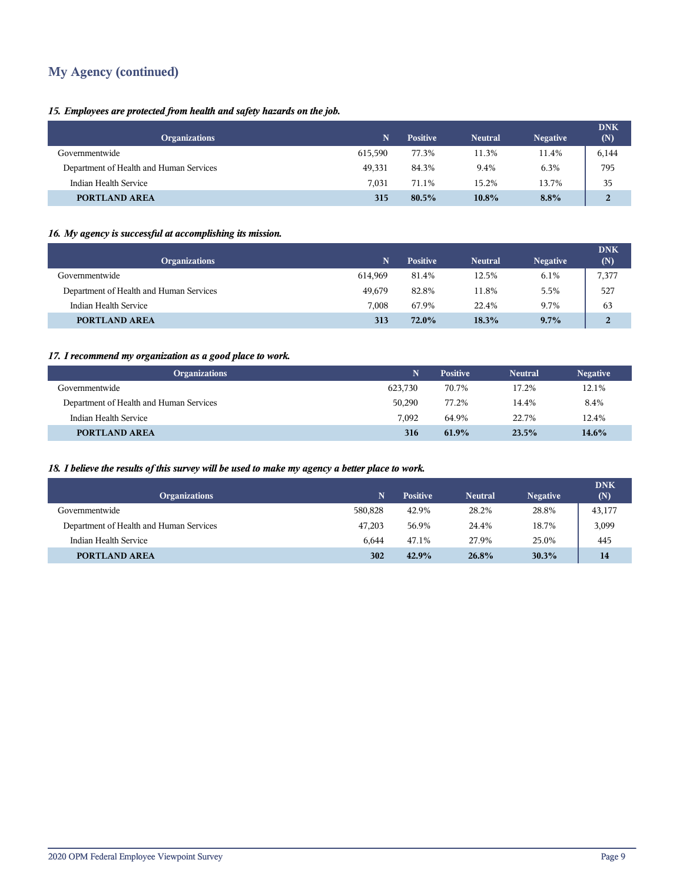## My Agency (continued)

*15. Employees are protected from health and safety hazards on the job.*

| Organizations | N | Positive | Neutral | Negative | DNK (N) |
|---|---|---|---|---|---|
| Governmentwide | 615,590 | 77.3% | 11.3% | 11.4% | 6,144 |
| Department of Health and Human Services | 49,331 | 84.3% | 9.4% | 6.3% | 795 |
| Indian Health Service | 7,031 | 71.1% | 15.2% | 13.7% | 35 |
| **PORTLAND AREA** | **315** | **80.5%** | **10.8%** | **8.8%** | **2** |

*16. My agency is successful at accomplishing its mission.*

| Organizations | N | Positive | Neutral | Negative | DNK (N) |
|---|---|---|---|---|---|
| Governmentwide | 614,969 | 81.4% | 12.5% | 6.1% | 7,377 |
| Department of Health and Human Services | 49,679 | 82.8% | 11.8% | 5.5% | 527 |
| Indian Health Service | 7,008 | 67.9% | 22.4% | 9.7% | 63 |
| **PORTLAND AREA** | **313** | **72.0%** | **18.3%** | **9.7%** | **2** |

*17. I recommend my organization as a good place to work.*

| Organizations | N | Positive | Neutral | Negative |
|---|---|---|---|---|
| Governmentwide | 623,730 | 70.7% | 17.2% | 12.1% |
| Department of Health and Human Services | 50,290 | 77.2% | 14.4% | 8.4% |
| Indian Health Service | 7,092 | 64.9% | 22.7% | 12.4% |
| **PORTLAND AREA** | **316** | **61.9%** | **23.5%** | **14.6%** |

*18. I believe the results of this survey will be used to make my agency a better place to work.*

| Organizations | N | Positive | Neutral | Negative | DNK (N) |
|---|---|---|---|---|---|
| Governmentwide | 580,828 | 42.9% | 28.2% | 28.8% | 43,177 |
| Department of Health and Human Services | 47,203 | 56.9% | 24.4% | 18.7% | 3,099 |
| Indian Health Service | 6,644 | 47.1% | 27.9% | 25.0% | 445 |
| **PORTLAND AREA** | **302** | **42.9%** | **26.8%** | **30.3%** | **14** |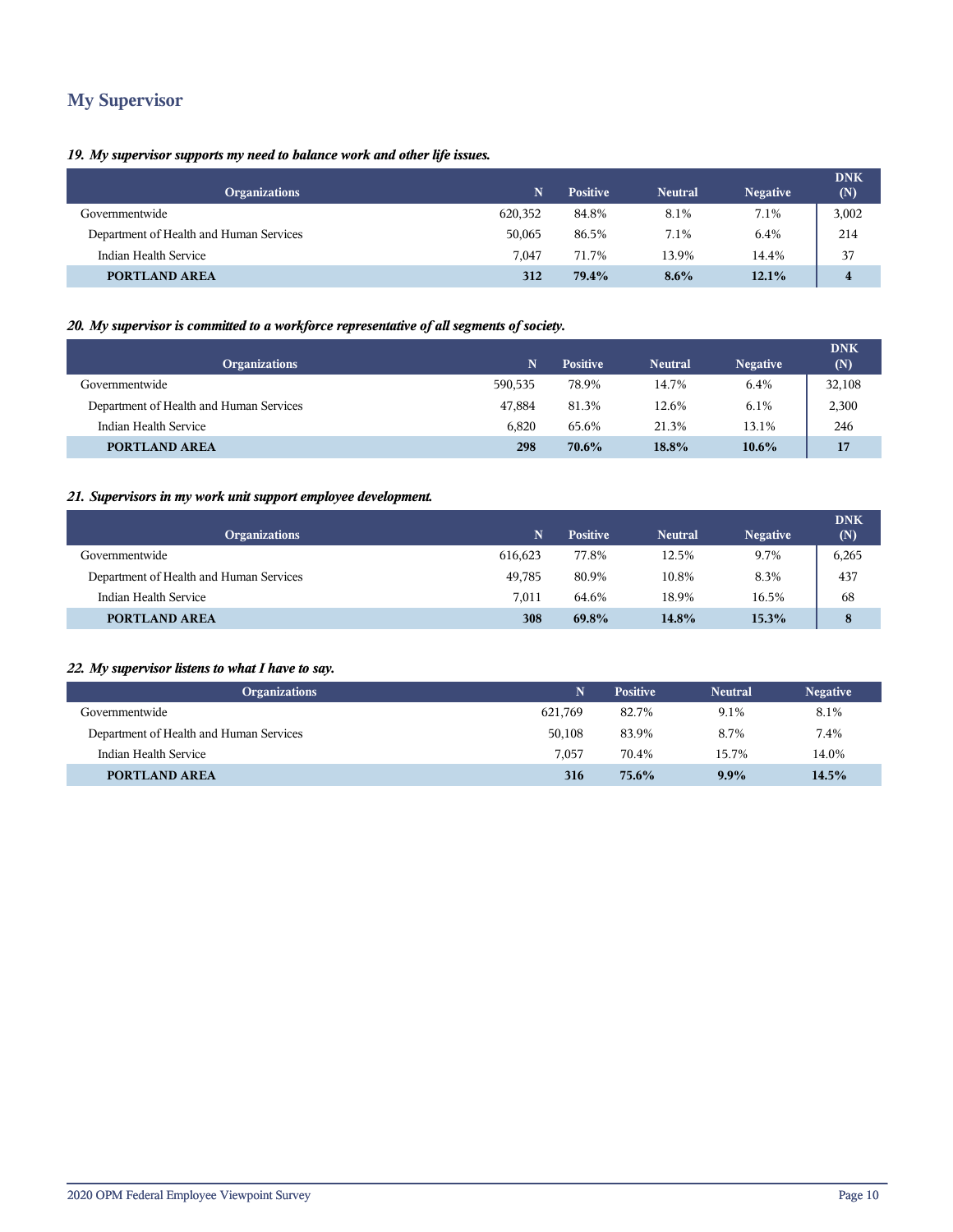## My Supervisor

***19. My supervisor supports my need to balance work and other life issues.***

| Organizations | N | Positive | Neutral | Negative | DNK (N) |
|---|---|---|---|---|---|
| Governmentwide | 620,352 | 84.8% | 8.1% | 7.1% | 3,002 |
| Department of Health and Human Services | 50,065 | 86.5% | 7.1% | 6.4% | 214 |
| Indian Health Service | 7,047 | 71.7% | 13.9% | 14.4% | 37 |
| **PORTLAND AREA** | **312** | **79.4%** | **8.6%** | **12.1%** | **4** |

***20. My supervisor is committed to a workforce representative of all segments of society.***

| Organizations | N | Positive | Neutral | Negative | DNK (N) |
|---|---|---|---|---|---|
| Governmentwide | 590,535 | 78.9% | 14.7% | 6.4% | 32,108 |
| Department of Health and Human Services | 47,884 | 81.3% | 12.6% | 6.1% | 2,300 |
| Indian Health Service | 6,820 | 65.6% | 21.3% | 13.1% | 246 |
| **PORTLAND AREA** | **298** | **70.6%** | **18.8%** | **10.6%** | **17** |

***21. Supervisors in my work unit support employee development.***

| Organizations | N | Positive | Neutral | Negative | DNK (N) |
|---|---|---|---|---|---|
| Governmentwide | 616,623 | 77.8% | 12.5% | 9.7% | 6,265 |
| Department of Health and Human Services | 49,785 | 80.9% | 10.8% | 8.3% | 437 |
| Indian Health Service | 7,011 | 64.6% | 18.9% | 16.5% | 68 |
| **PORTLAND AREA** | **308** | **69.8%** | **14.8%** | **15.3%** | **8** |

***22. My supervisor listens to what I have to say.***

| Organizations | N | Positive | Neutral | Negative |
|---|---|---|---|---|
| Governmentwide | 621,769 | 82.7% | 9.1% | 8.1% |
| Department of Health and Human Services | 50,108 | 83.9% | 8.7% | 7.4% |
| Indian Health Service | 7,057 | 70.4% | 15.7% | 14.0% |
| **PORTLAND AREA** | **316** | **75.6%** | **9.9%** | **14.5%** |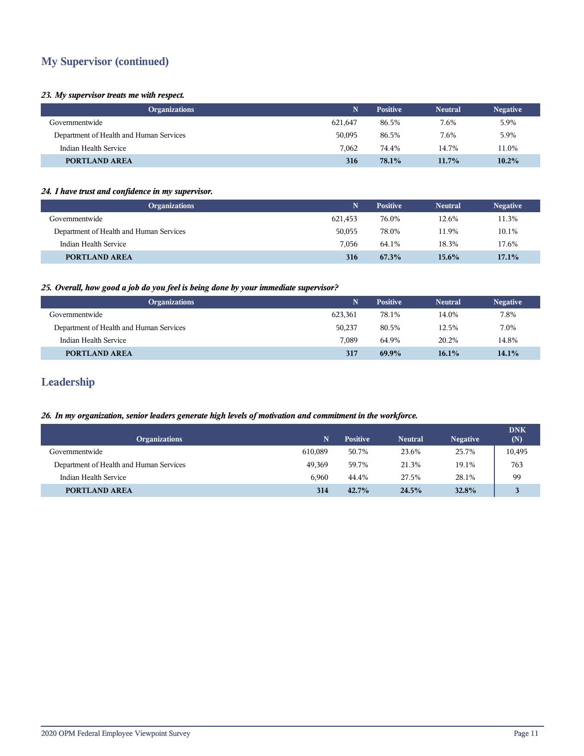## My Supervisor (continued)

***23. My supervisor treats me with respect.***

| Organizations | N | Positive | Neutral | Negative |
|---|---|---|---|---|
| Governmentwide | 621,647 | 86.5% | 7.6% | 5.9% |
| Department of Health and Human Services | 50,095 | 86.5% | 7.6% | 5.9% |
| Indian Health Service | 7,062 | 74.4% | 14.7% | 11.0% |
| **PORTLAND AREA** | **316** | **78.1%** | **11.7%** | **10.2%** |

***24. I have trust and confidence in my supervisor.***

| Organizations | N | Positive | Neutral | Negative |
|---|---|---|---|---|
| Governmentwide | 621,453 | 76.0% | 12.6% | 11.3% |
| Department of Health and Human Services | 50,055 | 78.0% | 11.9% | 10.1% |
| Indian Health Service | 7,056 | 64.1% | 18.3% | 17.6% |
| **PORTLAND AREA** | **316** | **67.3%** | **15.6%** | **17.1%** |

***25. Overall, how good a job do you feel is being done by your immediate supervisor?***

| Organizations | N | Positive | Neutral | Negative |
|---|---|---|---|---|
| Governmentwide | 623,361 | 78.1% | 14.0% | 7.8% |
| Department of Health and Human Services | 50,237 | 80.5% | 12.5% | 7.0% |
| Indian Health Service | 7,089 | 64.9% | 20.2% | 14.8% |
| **PORTLAND AREA** | **317** | **69.9%** | **16.1%** | **14.1%** |

## Leadership

***26. In my organization, senior leaders generate high levels of motivation and commitment in the workforce.***

| Organizations | N | Positive | Neutral | Negative | DNK (N) |
|---|---|---|---|---|---|
| Governmentwide | 610,089 | 50.7% | 23.6% | 25.7% | 10,495 |
| Department of Health and Human Services | 49,369 | 59.7% | 21.3% | 19.1% | 763 |
| Indian Health Service | 6,960 | 44.4% | 27.5% | 28.1% | 99 |
| **PORTLAND AREA** | **314** | **42.7%** | **24.5%** | **32.8%** | **3** |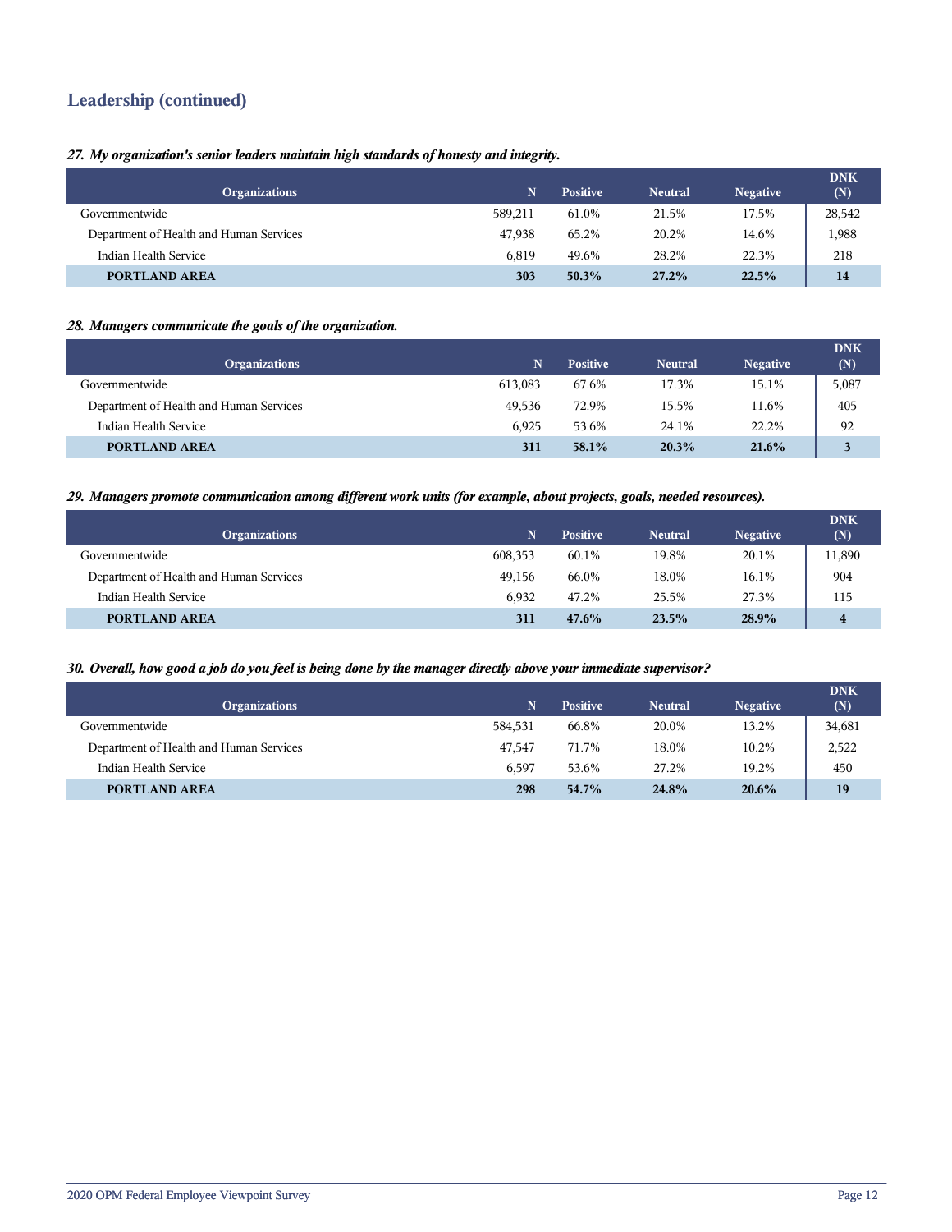## Leadership (continued)

***27. My organization's senior leaders maintain high standards of honesty and integrity.***

| Organizations | N | Positive | Neutral | Negative | DNK (N) |
|---|---|---|---|---|---|
| Governmentwide | 589,211 | 61.0% | 21.5% | 17.5% | 28,542 |
| Department of Health and Human Services | 47,938 | 65.2% | 20.2% | 14.6% | 1,988 |
| Indian Health Service | 6,819 | 49.6% | 28.2% | 22.3% | 218 |
| **PORTLAND AREA** | **303** | **50.3%** | **27.2%** | **22.5%** | **14** |

***28. Managers communicate the goals of the organization.***

| Organizations | N | Positive | Neutral | Negative | DNK (N) |
|---|---|---|---|---|---|
| Governmentwide | 613,083 | 67.6% | 17.3% | 15.1% | 5,087 |
| Department of Health and Human Services | 49,536 | 72.9% | 15.5% | 11.6% | 405 |
| Indian Health Service | 6,925 | 53.6% | 24.1% | 22.2% | 92 |
| **PORTLAND AREA** | **311** | **58.1%** | **20.3%** | **21.6%** | **3** |

***29. Managers promote communication among different work units (for example, about projects, goals, needed resources).***

| Organizations | N | Positive | Neutral | Negative | DNK (N) |
|---|---|---|---|---|---|
| Governmentwide | 608,353 | 60.1% | 19.8% | 20.1% | 11,890 |
| Department of Health and Human Services | 49,156 | 66.0% | 18.0% | 16.1% | 904 |
| Indian Health Service | 6,932 | 47.2% | 25.5% | 27.3% | 115 |
| **PORTLAND AREA** | **311** | **47.6%** | **23.5%** | **28.9%** | **4** |

***30. Overall, how good a job do you feel is being done by the manager directly above your immediate supervisor?***

| Organizations | N | Positive | Neutral | Negative | DNK (N) |
|---|---|---|---|---|---|
| Governmentwide | 584,531 | 66.8% | 20.0% | 13.2% | 34,681 |
| Department of Health and Human Services | 47,547 | 71.7% | 18.0% | 10.2% | 2,522 |
| Indian Health Service | 6,597 | 53.6% | 27.2% | 19.2% | 450 |
| **PORTLAND AREA** | **298** | **54.7%** | **24.8%** | **20.6%** | **19** |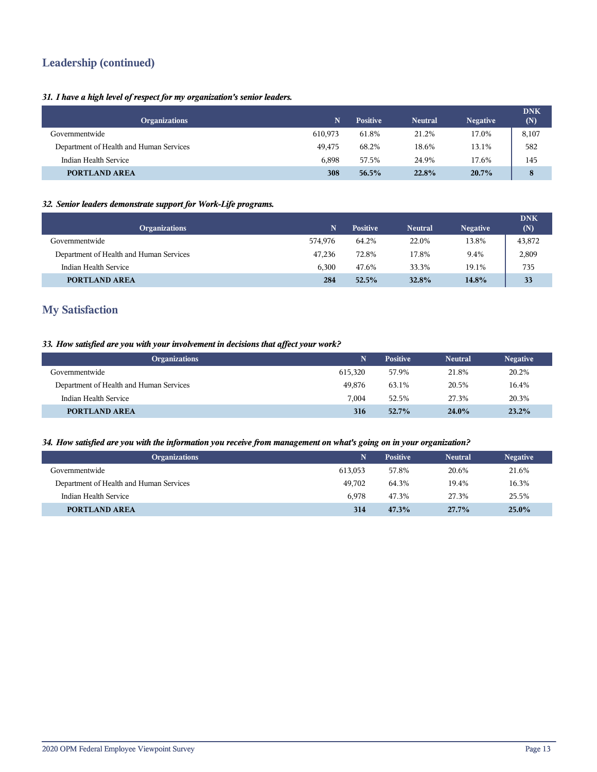## Leadership (continued)

***31. I have a high level of respect for my organization's senior leaders.***

| Organizations | N | Positive | Neutral | Negative | DNK (N) |
|---|---|---|---|---|---|
| Governmentwide | 610,973 | 61.8% | 21.2% | 17.0% | 8,107 |
| Department of Health and Human Services | 49,475 | 68.2% | 18.6% | 13.1% | 582 |
| Indian Health Service | 6,898 | 57.5% | 24.9% | 17.6% | 145 |
| **PORTLAND AREA** | **308** | **56.5%** | **22.8%** | **20.7%** | **8** |

***32. Senior leaders demonstrate support for Work-Life programs.***

| Organizations | N | Positive | Neutral | Negative | DNK (N) |
|---|---|---|---|---|---|
| Governmentwide | 574,976 | 64.2% | 22.0% | 13.8% | 43,872 |
| Department of Health and Human Services | 47,236 | 72.8% | 17.8% | 9.4% | 2,809 |
| Indian Health Service | 6,300 | 47.6% | 33.3% | 19.1% | 735 |
| **PORTLAND AREA** | **284** | **52.5%** | **32.8%** | **14.8%** | **33** |

## My Satisfaction

***33. How satisfied are you with your involvement in decisions that affect your work?***

| Organizations | N | Positive | Neutral | Negative |
|---|---|---|---|---|
| Governmentwide | 615,320 | 57.9% | 21.8% | 20.2% |
| Department of Health and Human Services | 49,876 | 63.1% | 20.5% | 16.4% |
| Indian Health Service | 7,004 | 52.5% | 27.3% | 20.3% |
| **PORTLAND AREA** | **316** | **52.7%** | **24.0%** | **23.2%** |

***34. How satisfied are you with the information you receive from management on what's going on in your organization?***

| Organizations | N | Positive | Neutral | Negative |
|---|---|---|---|---|
| Governmentwide | 613,053 | 57.8% | 20.6% | 21.6% |
| Department of Health and Human Services | 49,702 | 64.3% | 19.4% | 16.3% |
| Indian Health Service | 6,978 | 47.3% | 27.3% | 25.5% |
| **PORTLAND AREA** | **314** | **47.3%** | **27.7%** | **25.0%** |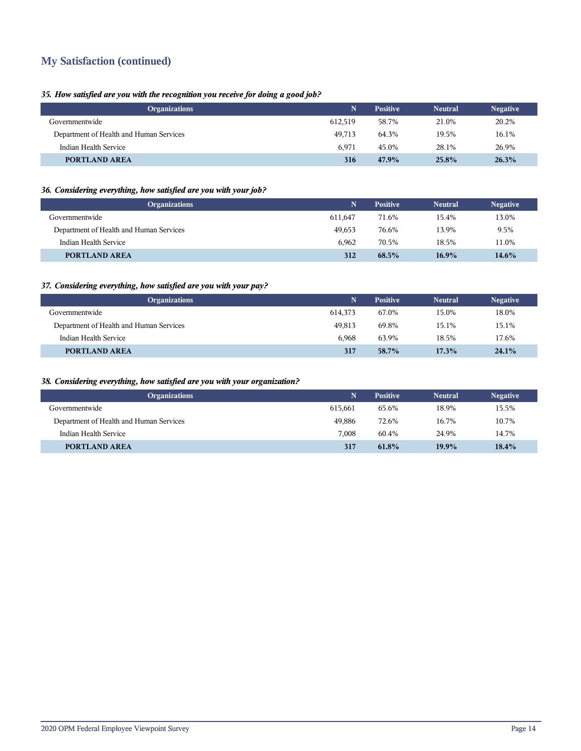## My Satisfaction (continued)

***35. How satisfied are you with the recognition you receive for doing a good job?***

| Organizations | N | Positive | Neutral | Negative |
|---|---|---|---|---|
| Governmentwide | 612,519 | 58.7% | 21.0% | 20.2% |
| Department of Health and Human Services | 49,713 | 64.3% | 19.5% | 16.1% |
| Indian Health Service | 6,971 | 45.0% | 28.1% | 26.9% |
| **PORTLAND AREA** | **316** | **47.9%** | **25.8%** | **26.3%** |

***36. Considering everything, how satisfied are you with your job?***

| Organizations | N | Positive | Neutral | Negative |
|---|---|---|---|---|
| Governmentwide | 611,647 | 71.6% | 15.4% | 13.0% |
| Department of Health and Human Services | 49,653 | 76.6% | 13.9% | 9.5% |
| Indian Health Service | 6,962 | 70.5% | 18.5% | 11.0% |
| **PORTLAND AREA** | **312** | **68.5%** | **16.9%** | **14.6%** |

***37. Considering everything, how satisfied are you with your pay?***

| Organizations | N | Positive | Neutral | Negative |
|---|---|---|---|---|
| Governmentwide | 614,373 | 67.0% | 15.0% | 18.0% |
| Department of Health and Human Services | 49,813 | 69.8% | 15.1% | 15.1% |
| Indian Health Service | 6,968 | 63.9% | 18.5% | 17.6% |
| **PORTLAND AREA** | **317** | **58.7%** | **17.3%** | **24.1%** |

***38. Considering everything, how satisfied are you with your organization?***

| Organizations | N | Positive | Neutral | Negative |
|---|---|---|---|---|
| Governmentwide | 615,661 | 65.6% | 18.9% | 15.5% |
| Department of Health and Human Services | 49,886 | 72.6% | 16.7% | 10.7% |
| Indian Health Service | 7,008 | 60.4% | 24.9% | 14.7% |
| **PORTLAND AREA** | **317** | **61.8%** | **19.9%** | **18.4%** |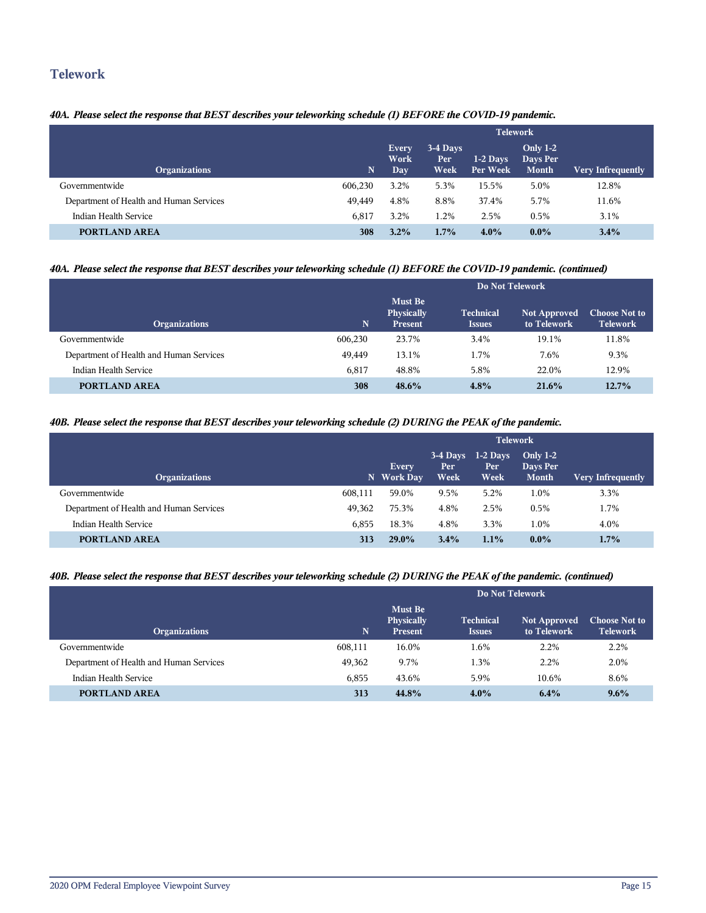## Telework

*40A. Please select the response that BEST describes your teleworking schedule (1) BEFORE the COVID-19 pandemic.*

| | | Telework | | | | |
|---|---|---|---|---|---|---|
| Organizations | N | Every Work Day | 3-4 Days Per Week | 1-2 Days Per Week | Only 1-2 Days Per Month | Very Infrequently |
| Governmentwide | 606,230 | 3.2% | 5.3% | 15.5% | 5.0% | 12.8% |
| Department of Health and Human Services | 49,449 | 4.8% | 8.8% | 37.4% | 5.7% | 11.6% |
| Indian Health Service | 6,817 | 3.2% | 1.2% | 2.5% | 0.5% | 3.1% |
| **PORTLAND AREA** | **308** | **3.2%** | **1.7%** | **4.0%** | **0.0%** | **3.4%** |

*40A. Please select the response that BEST describes your teleworking schedule (1) BEFORE the COVID-19 pandemic. (continued)*

| | | Do Not Telework | | | |
|---|---|---|---|---|---|
| Organizations | N | Must Be Physically Present | Technical Issues | Not Approved to Telework | Choose Not to Telework |
| Governmentwide | 606,230 | 23.7% | 3.4% | 19.1% | 11.8% |
| Department of Health and Human Services | 49,449 | 13.1% | 1.7% | 7.6% | 9.3% |
| Indian Health Service | 6,817 | 48.8% | 5.8% | 22.0% | 12.9% |
| **PORTLAND AREA** | **308** | **48.6%** | **4.8%** | **21.6%** | **12.7%** |

*40B. Please select the response that BEST describes your teleworking schedule (2) DURING the PEAK of the pandemic.*

| | | Telework | | | | |
|---|---|---|---|---|---|---|
| Organizations | N | Every Work Day | 3-4 Days Per Week | 1-2 Days Per Week | Only 1-2 Days Per Month | Very Infrequently |
| Governmentwide | 608,111 | 59.0% | 9.5% | 5.2% | 1.0% | 3.3% |
| Department of Health and Human Services | 49,362 | 75.3% | 4.8% | 2.5% | 0.5% | 1.7% |
| Indian Health Service | 6,855 | 18.3% | 4.8% | 3.3% | 1.0% | 4.0% |
| **PORTLAND AREA** | **313** | **29.0%** | **3.4%** | **1.1%** | **0.0%** | **1.7%** |

*40B. Please select the response that BEST describes your teleworking schedule (2) DURING the PEAK of the pandemic. (continued)*

| | | Do Not Telework | | | |
|---|---|---|---|---|---|
| Organizations | N | Must Be Physically Present | Technical Issues | Not Approved to Telework | Choose Not to Telework |
| Governmentwide | 608,111 | 16.0% | 1.6% | 2.2% | 2.2% |
| Department of Health and Human Services | 49,362 | 9.7% | 1.3% | 2.2% | 2.0% |
| Indian Health Service | 6,855 | 43.6% | 5.9% | 10.6% | 8.6% |
| **PORTLAND AREA** | **313** | **44.8%** | **4.0%** | **6.4%** | **9.6%** |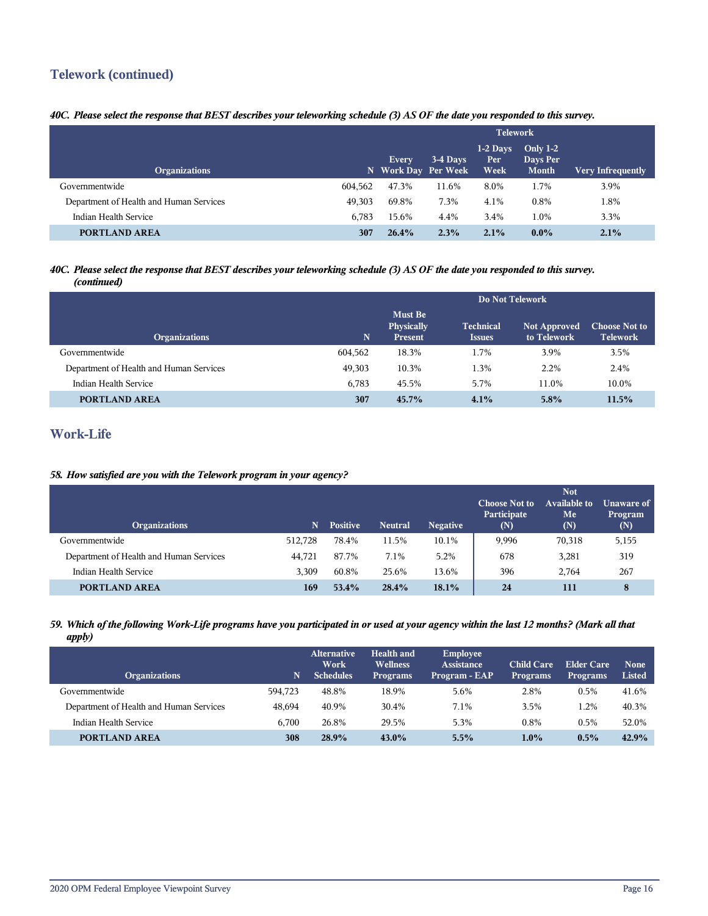## Telework (continued)

*40C. Please select the response that BEST describes your teleworking schedule (3) AS OF the date you responded to this survey.*

| | | Telework | | | | |
|---|---|---|---|---|---|---|
| **Organizations** | **N** | **Every Work Day** | **3-4 Days Per Week** | **1-2 Days Per Week** | **Only 1-2 Days Per Month** | **Very Infrequently** |
| Governmentwide | 604,562 | 47.3% | 11.6% | 8.0% | 1.7% | 3.9% |
| Department of Health and Human Services | 49,303 | 69.8% | 7.3% | 4.1% | 0.8% | 1.8% |
| Indian Health Service | 6,783 | 15.6% | 4.4% | 3.4% | 1.0% | 3.3% |
| **PORTLAND AREA** | **307** | **26.4%** | **2.3%** | **2.1%** | **0.0%** | **2.1%** |

*40C. Please select the response that BEST describes your teleworking schedule (3) AS OF the date you responded to this survey. (continued)*

| | | Do Not Telework | | | |
|---|---|---|---|---|---|
| **Organizations** | **N** | **Must Be Physically Present** | **Technical Issues** | **Not Approved to Telework** | **Choose Not to Telework** |
| Governmentwide | 604,562 | 18.3% | 1.7% | 3.9% | 3.5% |
| Department of Health and Human Services | 49,303 | 10.3% | 1.3% | 2.2% | 2.4% |
| Indian Health Service | 6,783 | 45.5% | 5.7% | 11.0% | 10.0% |
| **PORTLAND AREA** | **307** | **45.7%** | **4.1%** | **5.8%** | **11.5%** |

## Work-Life

*58. How satisfied are you with the Telework program in your agency?*

| Organizations | N | Positive | Neutral | Negative | Choose Not to Participate (N) | Not Available to Me (N) | Unaware of Program (N) |
|---|---|---|---|---|---|---|---|
| Governmentwide | 512,728 | 78.4% | 11.5% | 10.1% | 9,996 | 70,318 | 5,155 |
| Department of Health and Human Services | 44,721 | 87.7% | 7.1% | 5.2% | 678 | 3,281 | 319 |
| Indian Health Service | 3,309 | 60.8% | 25.6% | 13.6% | 396 | 2,764 | 267 |
| **PORTLAND AREA** | **169** | **53.4%** | **28.4%** | **18.1%** | **24** | **111** | **8** |

*59. Which of the following Work-Life programs have you participated in or used at your agency within the last 12 months? (Mark all that apply)*

| Organizations | N | Alternative Work Schedules | Health and Wellness Programs | Employee Assistance Program - EAP | Child Care Programs | Elder Care Programs | None Listed |
|---|---|---|---|---|---|---|---|
| Governmentwide | 594,723 | 48.8% | 18.9% | 5.6% | 2.8% | 0.5% | 41.6% |
| Department of Health and Human Services | 48,694 | 40.9% | 30.4% | 7.1% | 3.5% | 1.2% | 40.3% |
| Indian Health Service | 6,700 | 26.8% | 29.5% | 5.3% | 0.8% | 0.5% | 52.0% |
| **PORTLAND AREA** | **308** | **28.9%** | **43.0%** | **5.5%** | **1.0%** | **0.5%** | **42.9%** |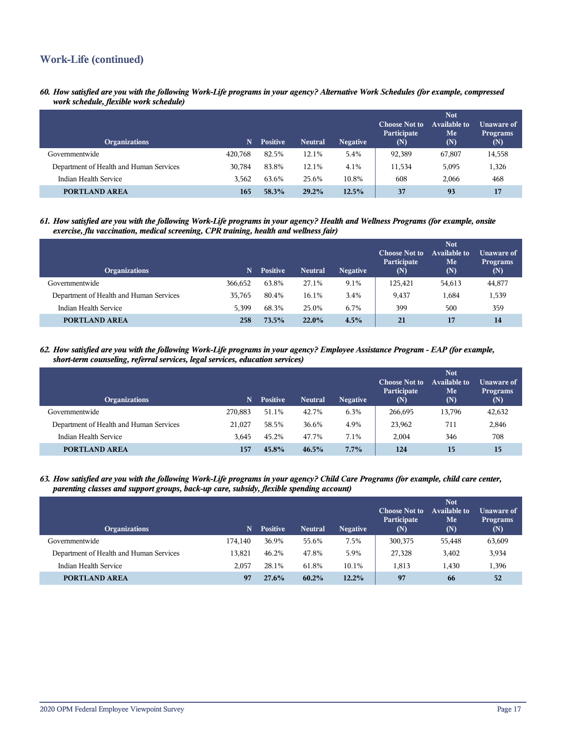## Work-Life (continued)

***60. How satisfied are you with the following Work-Life programs in your agency? Alternative Work Schedules (for example, compressed work schedule, flexible work schedule)***

| Organizations | N | Positive | Neutral | Negative | Choose Not to Participate (N) | Not Available to Me (N) | Unaware of Programs (N) |
|---|---|---|---|---|---|---|---|
| Governmentwide | 420,768 | 82.5% | 12.1% | 5.4% | 92,389 | 67,807 | 14,558 |
| Department of Health and Human Services | 30,784 | 83.8% | 12.1% | 4.1% | 11,534 | 5,095 | 1,326 |
| Indian Health Service | 3,562 | 63.6% | 25.6% | 10.8% | 608 | 2,066 | 468 |
| **PORTLAND AREA** | **165** | **58.3%** | **29.2%** | **12.5%** | **37** | **93** | **17** |

***61. How satisfied are you with the following Work-Life programs in your agency? Health and Wellness Programs (for example, onsite exercise, flu vaccination, medical screening, CPR training, health and wellness fair)***

| Organizations | N | Positive | Neutral | Negative | Choose Not to Participate (N) | Not Available to Me (N) | Unaware of Programs (N) |
|---|---|---|---|---|---|---|---|
| Governmentwide | 366,652 | 63.8% | 27.1% | 9.1% | 125,421 | 54,613 | 44,877 |
| Department of Health and Human Services | 35,765 | 80.4% | 16.1% | 3.4% | 9,437 | 1,684 | 1,539 |
| Indian Health Service | 5,399 | 68.3% | 25.0% | 6.7% | 399 | 500 | 359 |
| **PORTLAND AREA** | **258** | **73.5%** | **22.0%** | **4.5%** | **21** | **17** | **14** |

***62. How satisfied are you with the following Work-Life programs in your agency? Employee Assistance Program - EAP (for example, short-term counseling, referral services, legal services, education services)***

| Organizations | N | Positive | Neutral | Negative | Choose Not to Participate (N) | Not Available to Me (N) | Unaware of Programs (N) |
|---|---|---|---|---|---|---|---|
| Governmentwide | 270,883 | 51.1% | 42.7% | 6.3% | 266,695 | 13,796 | 42,632 |
| Department of Health and Human Services | 21,027 | 58.5% | 36.6% | 4.9% | 23,962 | 711 | 2,846 |
| Indian Health Service | 3,645 | 45.2% | 47.7% | 7.1% | 2,004 | 346 | 708 |
| **PORTLAND AREA** | **157** | **45.8%** | **46.5%** | **7.7%** | **124** | **15** | **15** |

***63. How satisfied are you with the following Work-Life programs in your agency? Child Care Programs (for example, child care center, parenting classes and support groups, back-up care, subsidy, flexible spending account)***

| Organizations | N | Positive | Neutral | Negative | Choose Not to Participate (N) | Not Available to Me (N) | Unaware of Programs (N) |
|---|---|---|---|---|---|---|---|
| Governmentwide | 174,140 | 36.9% | 55.6% | 7.5% | 300,375 | 55,448 | 63,609 |
| Department of Health and Human Services | 13,821 | 46.2% | 47.8% | 5.9% | 27,328 | 3,402 | 3,934 |
| Indian Health Service | 2,057 | 28.1% | 61.8% | 10.1% | 1,813 | 1,430 | 1,396 |
| **PORTLAND AREA** | **97** | **27.6%** | **60.2%** | **12.2%** | **97** | **66** | **52** |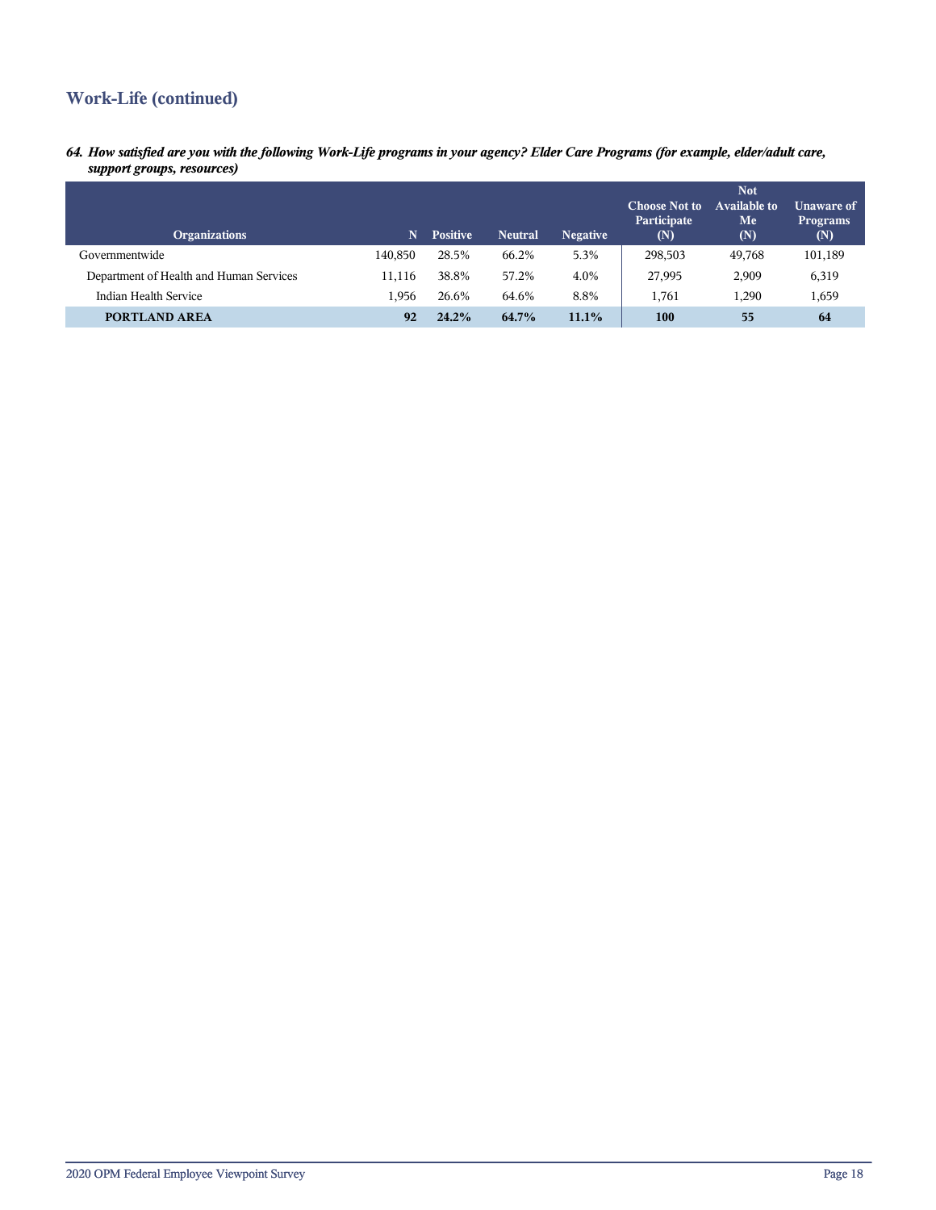## Work-Life (continued)

***64. How satisfied are you with the following Work-Life programs in your agency? Elder Care Programs (for example, elder/adult care, support groups, resources)***

| Organizations | N | Positive | Neutral | Negative | Choose Not to Participate (N) | Not Available to Me (N) | Unaware of Programs (N) |
|---|---|---|---|---|---|---|---|
| Governmentwide | 140,850 | 28.5% | 66.2% | 5.3% | 298,503 | 49,768 | 101,189 |
| Department of Health and Human Services | 11,116 | 38.8% | 57.2% | 4.0% | 27,995 | 2,909 | 6,319 |
| Indian Health Service | 1,956 | 26.6% | 64.6% | 8.8% | 1,761 | 1,290 | 1,659 |
| **PORTLAND AREA** | **92** | **24.2%** | **64.7%** | **11.1%** | **100** | **55** | **64** |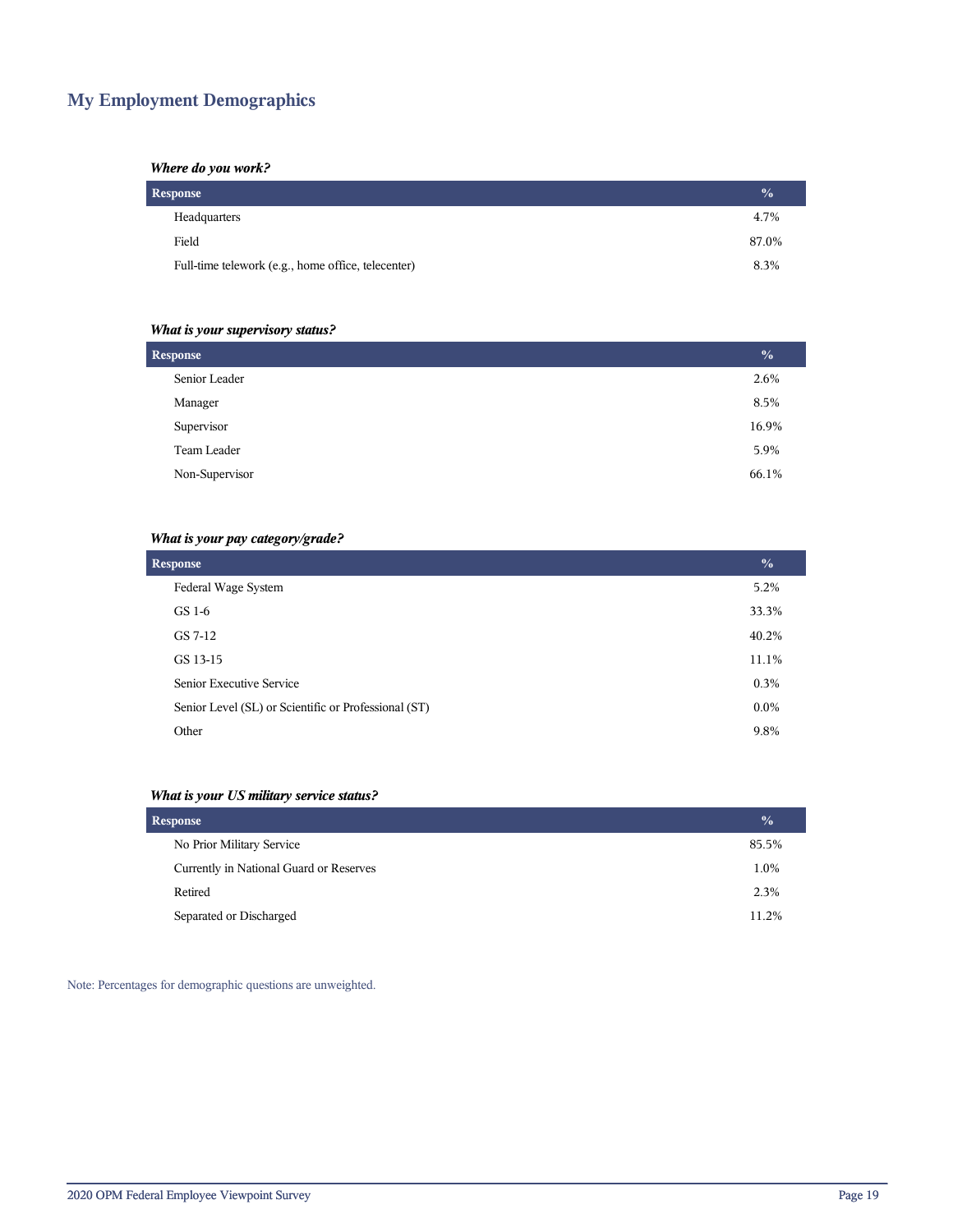## My Employment Demographics

***Where do you work?***

| Response | % |
|---|---|
| Headquarters | 4.7% |
| Field | 87.0% |
| Full-time telework (e.g., home office, telecenter) | 8.3% |

***What is your supervisory status?***

| Response | % |
|---|---|
| Senior Leader | 2.6% |
| Manager | 8.5% |
| Supervisor | 16.9% |
| Team Leader | 5.9% |
| Non-Supervisor | 66.1% |

***What is your pay category/grade?***

| Response | % |
|---|---|
| Federal Wage System | 5.2% |
| GS 1-6 | 33.3% |
| GS 7-12 | 40.2% |
| GS 13-15 | 11.1% |
| Senior Executive Service | 0.3% |
| Senior Level (SL) or Scientific or Professional (ST) | 0.0% |
| Other | 9.8% |

***What is your US military service status?***

| Response | % |
|---|---|
| No Prior Military Service | 85.5% |
| Currently in National Guard or Reserves | 1.0% |
| Retired | 2.3% |
| Separated or Discharged | 11.2% |

Note: Percentages for demographic questions are unweighted.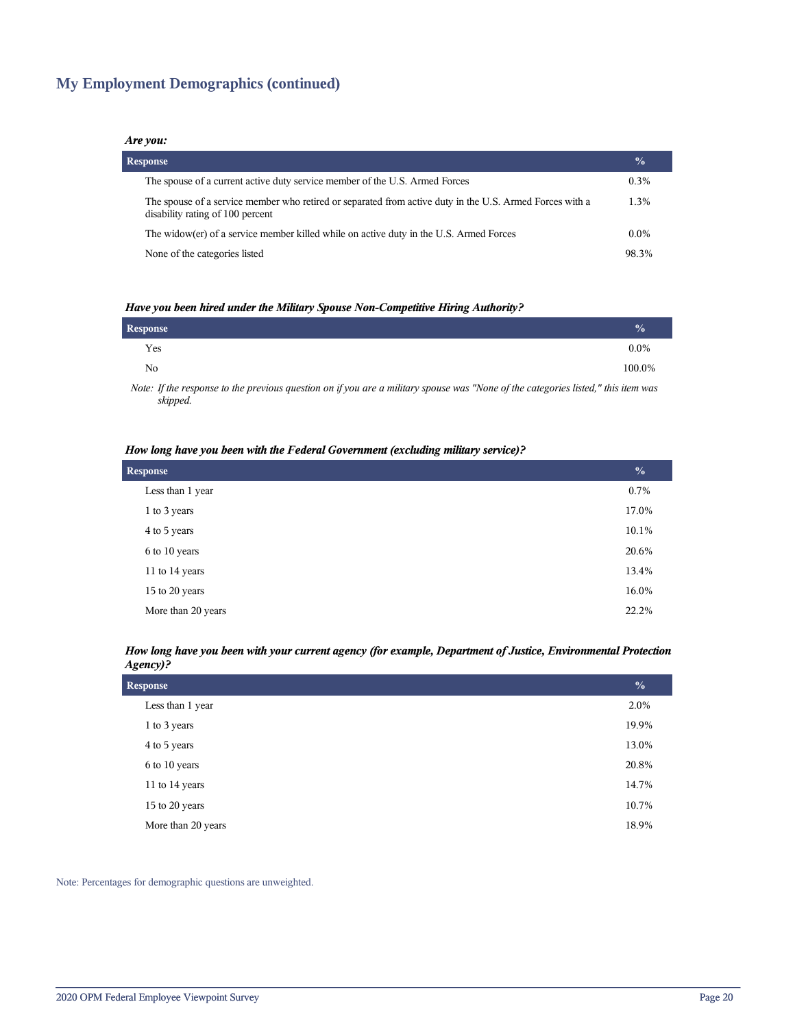## My Employment Demographics (continued)

***Are you:***

| Response | % |
|---|---|
| The spouse of a current active duty service member of the U.S. Armed Forces | 0.3% |
| The spouse of a service member who retired or separated from active duty in the U.S. Armed Forces with a disability rating of 100 percent | 1.3% |
| The widow(er) of a service member killed while on active duty in the U.S. Armed Forces | 0.0% |
| None of the categories listed | 98.3% |

***Have you been hired under the Military Spouse Non-Competitive Hiring Authority?***

| Response | % |
|---|---|
| Yes | 0.0% |
| No | 100.0% |

*Note: If the response to the previous question on if you are a military spouse was "None of the categories listed," this item was skipped.*

***How long have you been with the Federal Government (excluding military service)?***

| Response | % |
|---|---|
| Less than 1 year | 0.7% |
| 1 to 3 years | 17.0% |
| 4 to 5 years | 10.1% |
| 6 to 10 years | 20.6% |
| 11 to 14 years | 13.4% |
| 15 to 20 years | 16.0% |
| More than 20 years | 22.2% |

***How long have you been with your current agency (for example, Department of Justice, Environmental Protection Agency)?***

| Response | % |
|---|---|
| Less than 1 year | 2.0% |
| 1 to 3 years | 19.9% |
| 4 to 5 years | 13.0% |
| 6 to 10 years | 20.8% |
| 11 to 14 years | 14.7% |
| 15 to 20 years | 10.7% |
| More than 20 years | 18.9% |

Note: Percentages for demographic questions are unweighted.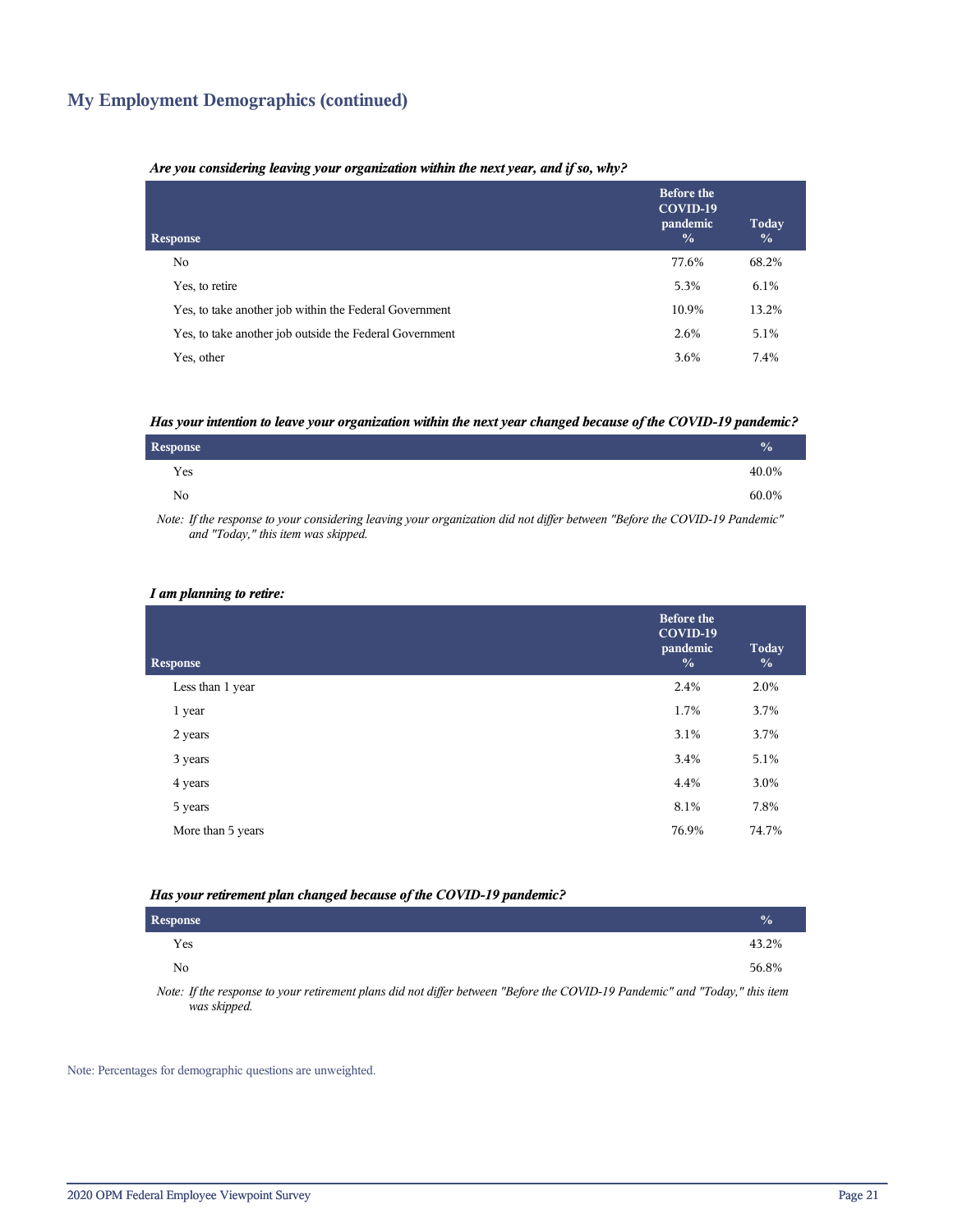## My Employment Demographics (continued)

***Are you considering leaving your organization within the next year, and if so, why?***

| Response | Before the COVID-19 pandemic % | Today % |
|---|---|---|
| No | 77.6% | 68.2% |
| Yes, to retire | 5.3% | 6.1% |
| Yes, to take another job within the Federal Government | 10.9% | 13.2% |
| Yes, to take another job outside the Federal Government | 2.6% | 5.1% |
| Yes, other | 3.6% | 7.4% |

***Has your intention to leave your organization within the next year changed because of the COVID-19 pandemic?***

| Response | % |
|---|---|
| Yes | 40.0% |
| No | 60.0% |

*Note: If the response to your considering leaving your organization did not differ between "Before the COVID-19 Pandemic" and "Today," this item was skipped.*

***I am planning to retire:***

| Response | Before the COVID-19 pandemic % | Today % |
|---|---|---|
| Less than 1 year | 2.4% | 2.0% |
| 1 year | 1.7% | 3.7% |
| 2 years | 3.1% | 3.7% |
| 3 years | 3.4% | 5.1% |
| 4 years | 4.4% | 3.0% |
| 5 years | 8.1% | 7.8% |
| More than 5 years | 76.9% | 74.7% |

***Has your retirement plan changed because of the COVID-19 pandemic?***

| Response | % |
|---|---|
| Yes | 43.2% |
| No | 56.8% |

*Note: If the response to your retirement plans did not differ between "Before the COVID-19 Pandemic" and "Today," this item was skipped.*

Note: Percentages for demographic questions are unweighted.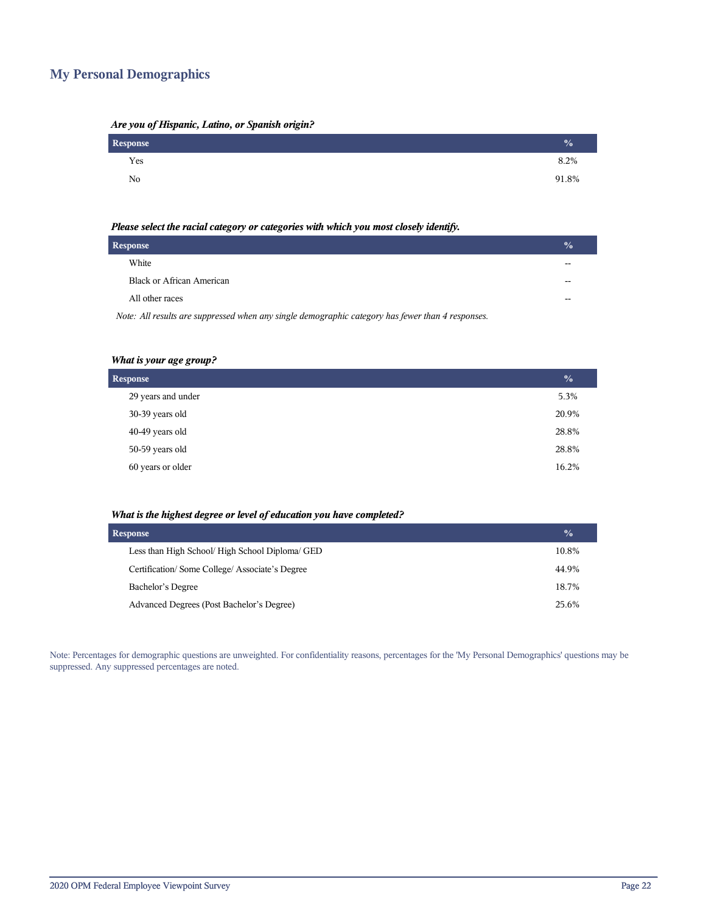## My Personal Demographics

***Are you of Hispanic, Latino, or Spanish origin?***

| Response | % |
|---|---|
| Yes | 8.2% |
| No | 91.8% |

***Please select the racial category or categories with which you most closely identify.***

| Response | % |
|---|---|
| White | -- |
| Black or African American | -- |
| All other races | -- |

*Note: All results are suppressed when any single demographic category has fewer than 4 responses.*

***What is your age group?***

| Response | % |
|---|---|
| 29 years and under | 5.3% |
| 30-39 years old | 20.9% |
| 40-49 years old | 28.8% |
| 50-59 years old | 28.8% |
| 60 years or older | 16.2% |

***What is the highest degree or level of education you have completed?***

| Response | % |
|---|---|
| Less than High School/ High School Diploma/ GED | 10.8% |
| Certification/ Some College/ Associate's Degree | 44.9% |
| Bachelor's Degree | 18.7% |
| Advanced Degrees (Post Bachelor's Degree) | 25.6% |

Note: Percentages for demographic questions are unweighted. For confidentiality reasons, percentages for the 'My Personal Demographics' questions may be suppressed. Any suppressed percentages are noted.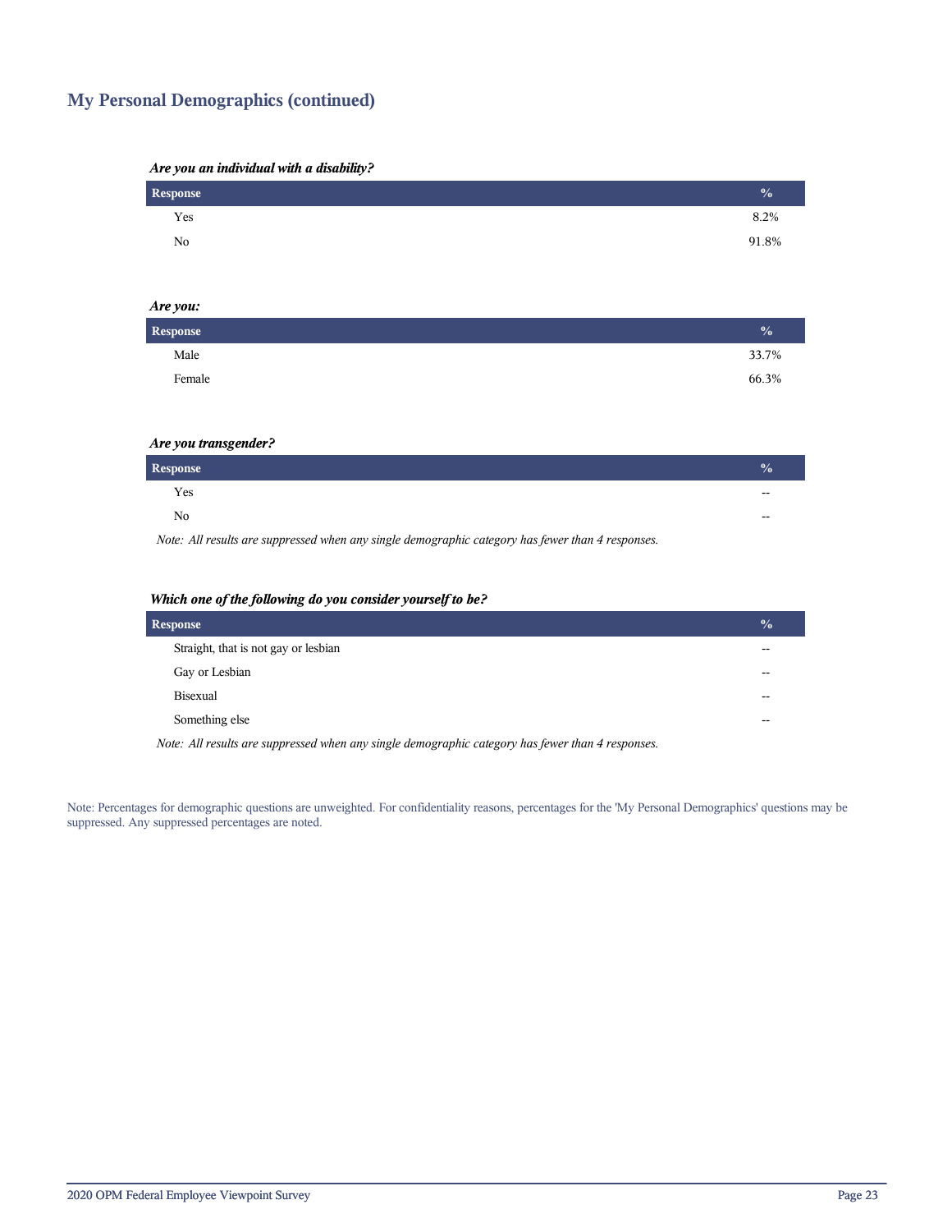## My Personal Demographics (continued)

***Are you an individual with a disability?***

| Response | % |
|---|---|
| Yes | 8.2% |
| No | 91.8% |

***Are you:***

| Response | % |
|---|---|
| Male | 33.7% |
| Female | 66.3% |

***Are you transgender?***

| Response | % |
|---|---|
| Yes | -- |
| No | -- |

*Note: All results are suppressed when any single demographic category has fewer than 4 responses.*

***Which one of the following do you consider yourself to be?***

| Response | % |
|---|---|
| Straight, that is not gay or lesbian | -- |
| Gay or Lesbian | -- |
| Bisexual | -- |
| Something else | -- |

*Note: All results are suppressed when any single demographic category has fewer than 4 responses.*

Note: Percentages for demographic questions are unweighted. For confidentiality reasons, percentages for the 'My Personal Demographics' questions may be suppressed. Any suppressed percentages are noted.